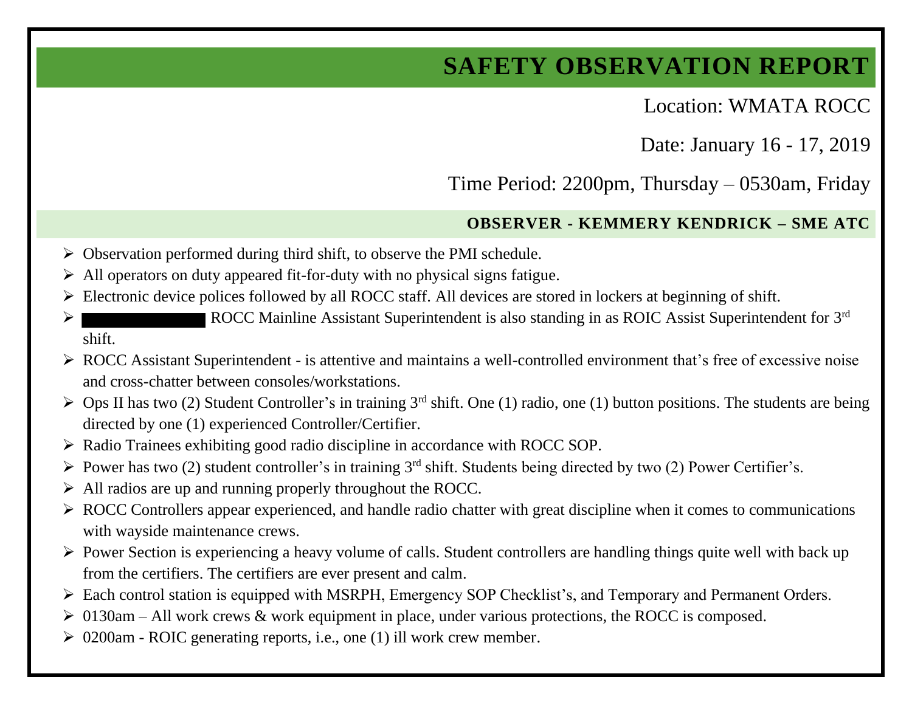# SAFETY OBSERVATION REPORT

Location: WMATA ROCC

Date: January 16 - 17, 2019

Time Period: 2200pm, Thursday – 0530am, Friday

**OBSERVER - KEMMERY KENDRICK – SME ATC**

- Observation performed during third shift, to observe the PMI schedule.
- All operators on duty appeared fit-for-duty with no physical signs fatigue.
- Electronic device polices followed by all ROCC staff. All devices are stored in lockers at beginning of shift.
- ████████ ROCC Mainline Assistant Superintendent is also standing in as ROIC Assist Superintendent for 3rd shift.
- ROCC Assistant Superintendent - is attentive and maintains a well-controlled environment that's free of excessive noise and cross-chatter between consoles/workstations.
- Ops II has two (2) Student Controller's in training 3rd shift. One (1) radio, one (1) button positions. The students are being directed by one (1) experienced Controller/Certifier.
- Radio Trainees exhibiting good radio discipline in accordance with ROCC SOP.
- Power has two (2) student controller's in training 3rd shift. Students being directed by two (2) Power Certifier's.
- All radios are up and running properly throughout the ROCC.
- ROCC Controllers appear experienced, and handle radio chatter with great discipline when it comes to communications with wayside maintenance crews.
- Power Section is experiencing a heavy volume of calls. Student controllers are handling things quite well with back up from the certifiers. The certifiers are ever present and calm.
- Each control station is equipped with MSRPH, Emergency SOP Checklist's, and Temporary and Permanent Orders.
- 0130am – All work crews & work equipment in place, under various protections, the ROCC is composed.
- 0200am - ROIC generating reports, i.e., one (1) ill work crew member.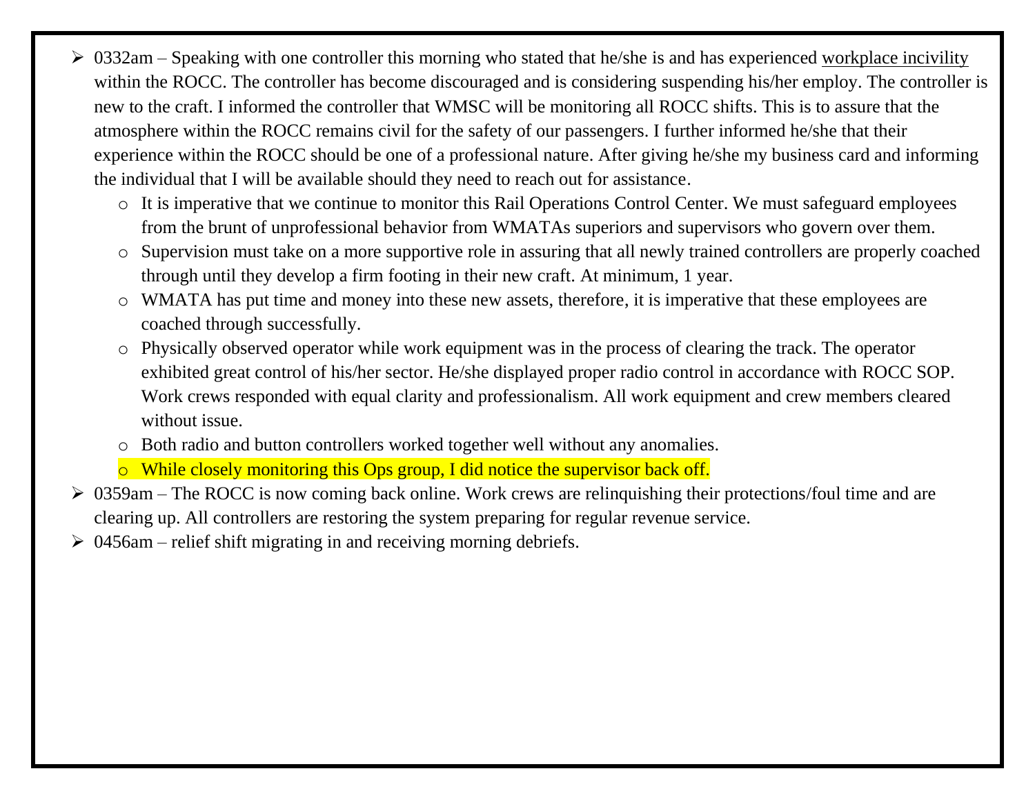- 0332am – Speaking with one controller this morning who stated that he/she is and has experienced <u>workplace incivility</u> within the ROCC. The controller has become discouraged and is considering suspending his/her employ. The controller is new to the craft. I informed the controller that WMSC will be monitoring all ROCC shifts. This is to assure that the atmosphere within the ROCC remains civil for the safety of our passengers. I further informed he/she that their experience within the ROCC should be one of a professional nature. After giving he/she my business card and informing the individual that I will be available should they need to reach out for assistance.
  - It is imperative that we continue to monitor this Rail Operations Control Center. We must safeguard employees from the brunt of unprofessional behavior from WMATAs superiors and supervisors who govern over them.
  - Supervision must take on a more supportive role in assuring that all newly trained controllers are properly coached through until they develop a firm footing in their new craft. At minimum, 1 year.
  - WMATA has put time and money into these new assets, therefore, it is imperative that these employees are coached through successfully.
  - Physically observed operator while work equipment was in the process of clearing the track. The operator exhibited great control of his/her sector. He/she displayed proper radio control in accordance with ROCC SOP. Work crews responded with equal clarity and professionalism. All work equipment and crew members cleared without issue.
  - Both radio and button controllers worked together well without any anomalies.
  - While closely monitoring this Ops group, I did notice the supervisor back off.
- 0359am – The ROCC is now coming back online. Work crews are relinquishing their protections/foul time and are clearing up. All controllers are restoring the system preparing for regular revenue service.
- 0456am – relief shift migrating in and receiving morning debriefs.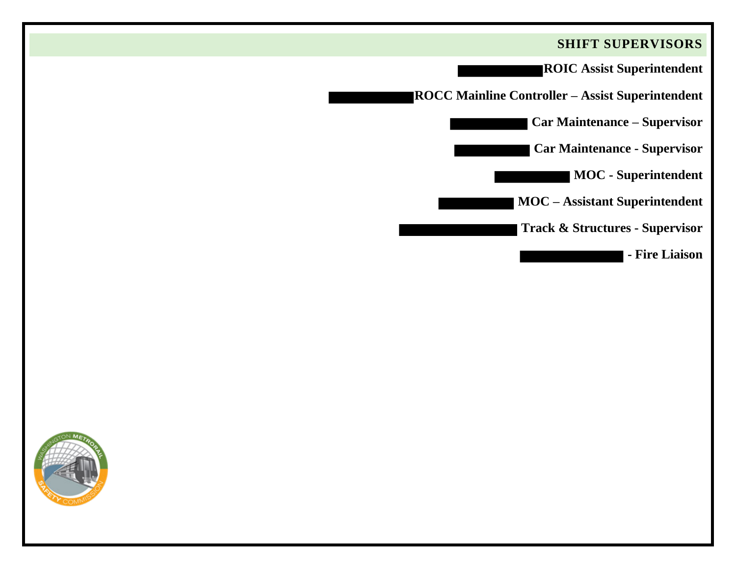## SHIFT SUPERVISORS

**ROIC Assist Superintendent**

**ROCC Mainline Controller – Assist Superintendent**

**Car Maintenance – Supervisor**

**Car Maintenance - Supervisor**

**MOC - Superintendent**

**MOC – Assistant Superintendent**

**Track & Structures - Supervisor**

**- Fire Liaison**